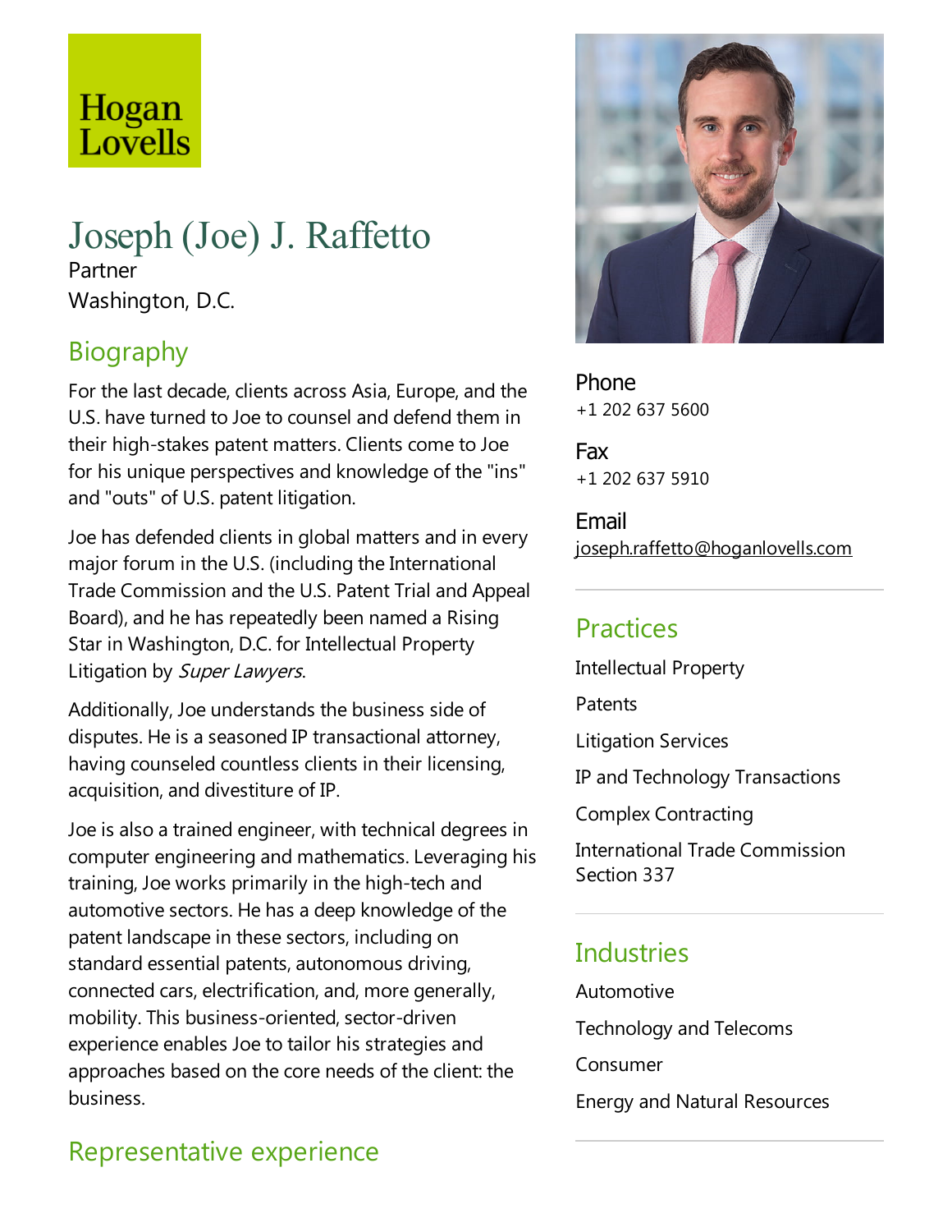Hogan Lovells

# Joseph (Joe) J. Raffetto

Partner

Washington, D.C.

## Biography

For the last decade, clients across Asia, Europe, and the U.S. have turned to Joe to counsel and defend them in their high-stakes patent matters. Clients come to Joe for his unique perspectives and knowledge of the "ins" and "outs" of U.S. patent litigation.

Joe has defended clients in global matters and in every major forum in the U.S. (including the International Trade Commission and the U.S. Patent Trial and Appeal Board), and he has repeatedly been named a Rising Star in Washington, D.C. for Intellectual Property Litigation by *Super Lawyers*.

Additionally, Joe understands the business side of disputes. He is a seasoned IP transactional attorney, having counseled countless clients in their licensing, acquisition, and divestiture of IP.

Joe is also a trained engineer, with technical degrees in computer engineering and mathematics. Leveraging his training, Joe works primarily in the high-tech and automotive sectors. He has a deep knowledge of the patent landscape in these sectors, including on standard essential patents, autonomous driving, connected cars, electrification, and, more generally, mobility. This business-oriented, sector-driven experience enables Joe to tailor his strategies and approaches based on the core needs of the client: the business.

## Representative experience

**Phone**
+1 202 637 5600

**Fax**
+1 202 637 5910

**Email**
joseph.raffetto@hoganlovells.com

## Practices

Intellectual Property

Patents

Litigation Services

IP and Technology Transactions

Complex Contracting

International Trade Commission Section 337

## Industries

Automotive

Technology and Telecoms

Consumer

Energy and Natural Resources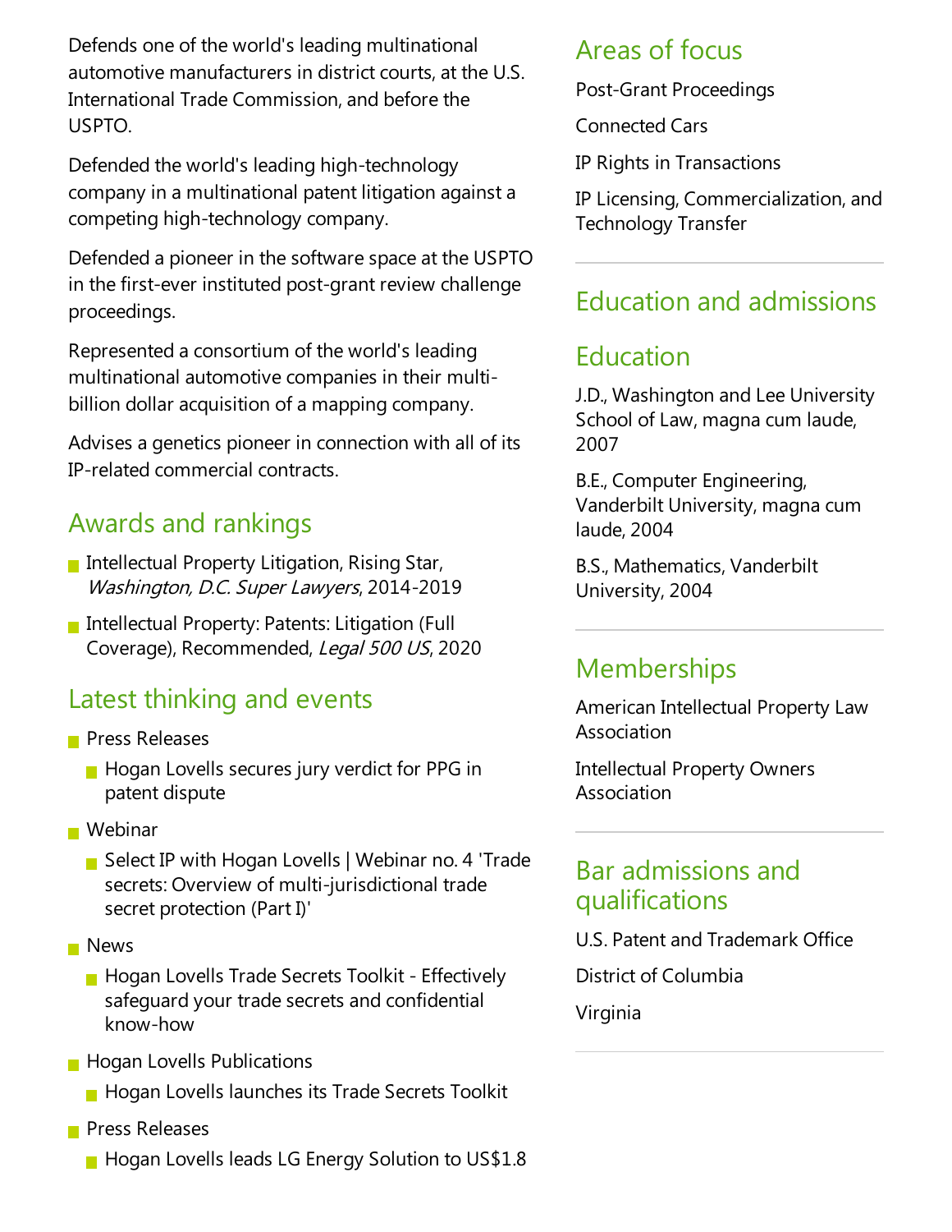Defends one of the world's leading multinational automotive manufacturers in district courts, at the U.S. International Trade Commission, and before the USPTO.

Defended the world's leading high-technology company in a multinational patent litigation against a competing high-technology company.

Defended a pioneer in the software space at the USPTO in the first-ever instituted post-grant review challenge proceedings.

Represented a consortium of the world's leading multinational automotive companies in their multi-billion dollar acquisition of a mapping company.

Advises a genetics pioneer in connection with all of its IP-related commercial contracts.

## Awards and rankings

- Intellectual Property Litigation, Rising Star, *Washington, D.C. Super Lawyers*, 2014-2019
- Intellectual Property: Patents: Litigation (Full Coverage), Recommended, *Legal 500 US*, 2020

## Latest thinking and events

- Press Releases
  - Hogan Lovells secures jury verdict for PPG in patent dispute
- Webinar
  - Select IP with Hogan Lovells | Webinar no. 4 'Trade secrets: Overview of multi-jurisdictional trade secret protection (Part I)'
- News
  - Hogan Lovells Trade Secrets Toolkit - Effectively safeguard your trade secrets and confidential know-how
- Hogan Lovells Publications
  - Hogan Lovells launches its Trade Secrets Toolkit
- Press Releases
  - Hogan Lovells leads LG Energy Solution to US$1.8

## Areas of focus

Post-Grant Proceedings

Connected Cars

IP Rights in Transactions

IP Licensing, Commercialization, and Technology Transfer

## Education and admissions

## Education

J.D., Washington and Lee University School of Law, magna cum laude, 2007

B.E., Computer Engineering, Vanderbilt University, magna cum laude, 2004

B.S., Mathematics, Vanderbilt University, 2004

## Memberships

American Intellectual Property Law Association

Intellectual Property Owners Association

## Bar admissions and qualifications

U.S. Patent and Trademark Office

District of Columbia

Virginia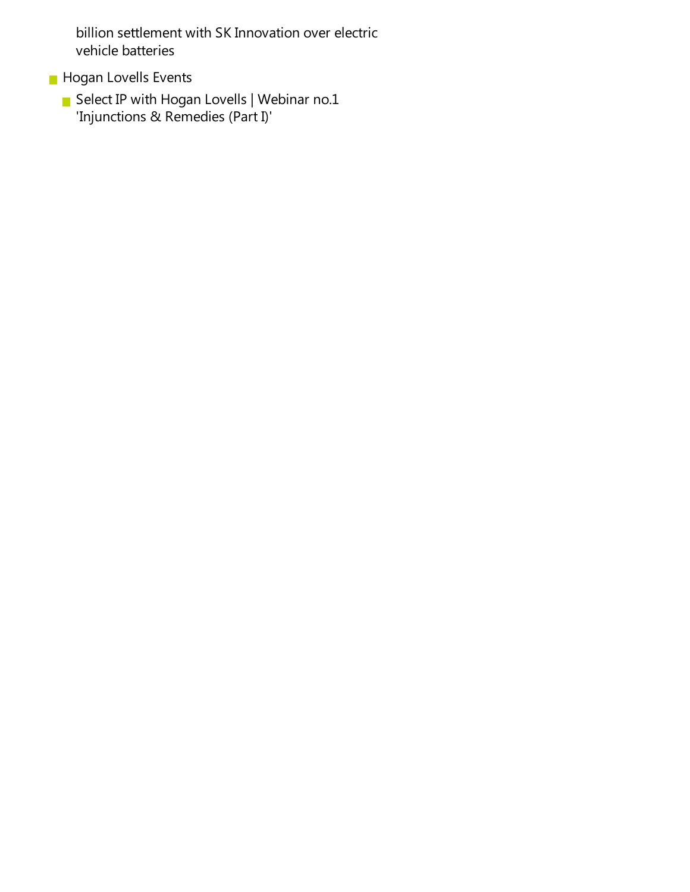billion settlement with SK Innovation over electric vehicle batteries

- Hogan Lovells Events
  - Select IP with Hogan Lovells | Webinar no.1 'Injunctions & Remedies (Part I)'